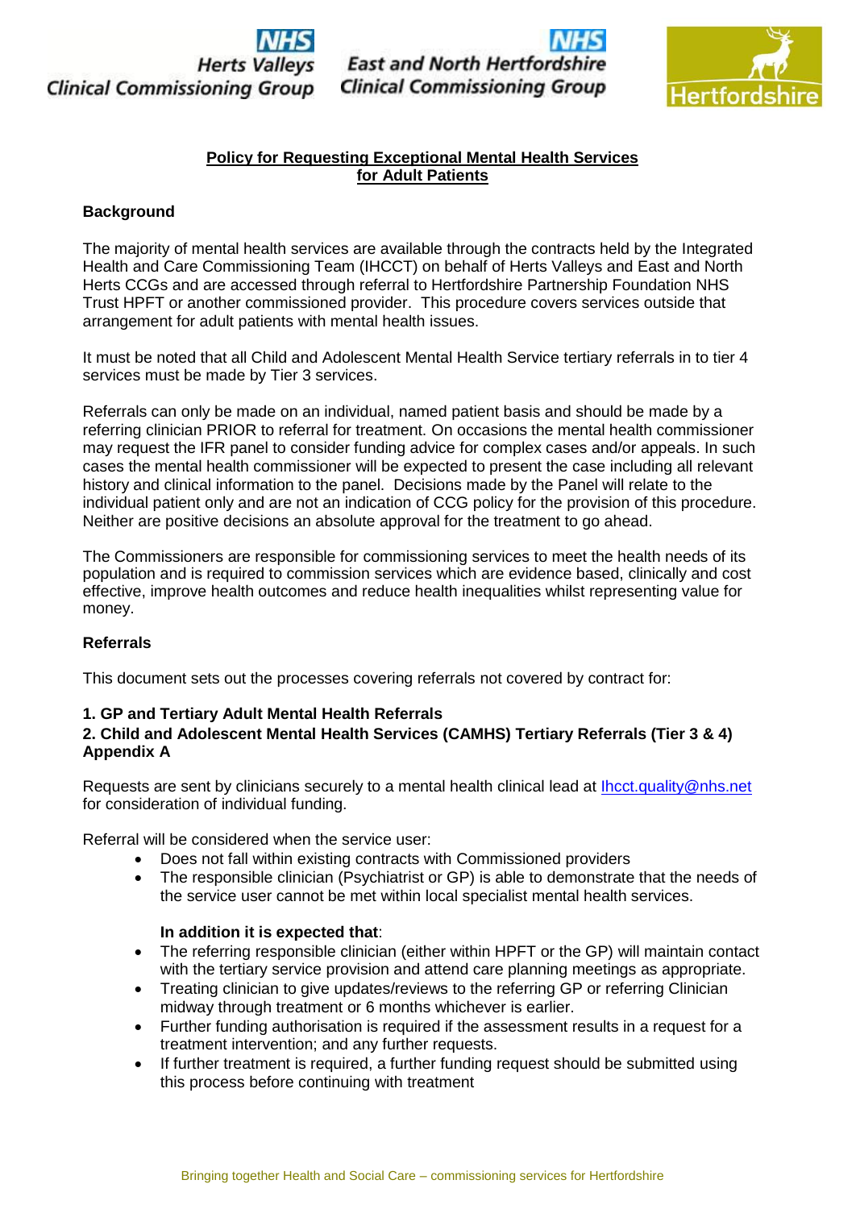Herts Valleys Clinical Commissioning Group

East and North Hertfordshire Clinical Commissioning Group

Hertfordshire

# Policy for Requesting Exceptional Mental Health Services for Adult Patients

## Background

The majority of mental health services are available through the contracts held by the Integrated Health and Care Commissioning Team (IHCCT) on behalf of Herts Valleys and East and North Herts CCGs and are accessed through referral to Hertfordshire Partnership Foundation NHS Trust HPFT or another commissioned provider. This procedure covers services outside that arrangement for adult patients with mental health issues.

It must be noted that all Child and Adolescent Mental Health Service tertiary referrals in to tier 4 services must be made by Tier 3 services.

Referrals can only be made on an individual, named patient basis and should be made by a referring clinician PRIOR to referral for treatment. On occasions the mental health commissioner may request the IFR panel to consider funding advice for complex cases and/or appeals. In such cases the mental health commissioner will be expected to present the case including all relevant history and clinical information to the panel. Decisions made by the Panel will relate to the individual patient only and are not an indication of CCG policy for the provision of this procedure. Neither are positive decisions an absolute approval for the treatment to go ahead.

The Commissioners are responsible for commissioning services to meet the health needs of its population and is required to commission services which are evidence based, clinically and cost effective, improve health outcomes and reduce health inequalities whilst representing value for money.

## Referrals

This document sets out the processes covering referrals not covered by contract for:

**1. GP and Tertiary Adult Mental Health Referrals**
**2. Child and Adolescent Mental Health Services (CAMHS) Tertiary Referrals (Tier 3 & 4) Appendix A**

Requests are sent by clinicians securely to a mental health clinical lead at Ihcct.quality@nhs.net for consideration of individual funding.

Referral will be considered when the service user:

- Does not fall within existing contracts with Commissioned providers
- The responsible clinician (Psychiatrist or GP) is able to demonstrate that the needs of the service user cannot be met within local specialist mental health services.

**In addition it is expected that**:

- The referring responsible clinician (either within HPFT or the GP) will maintain contact with the tertiary service provision and attend care planning meetings as appropriate.
- Treating clinician to give updates/reviews to the referring GP or referring Clinician midway through treatment or 6 months whichever is earlier.
- Further funding authorisation is required if the assessment results in a request for a treatment intervention; and any further requests.
- If further treatment is required, a further funding request should be submitted using this process before continuing with treatment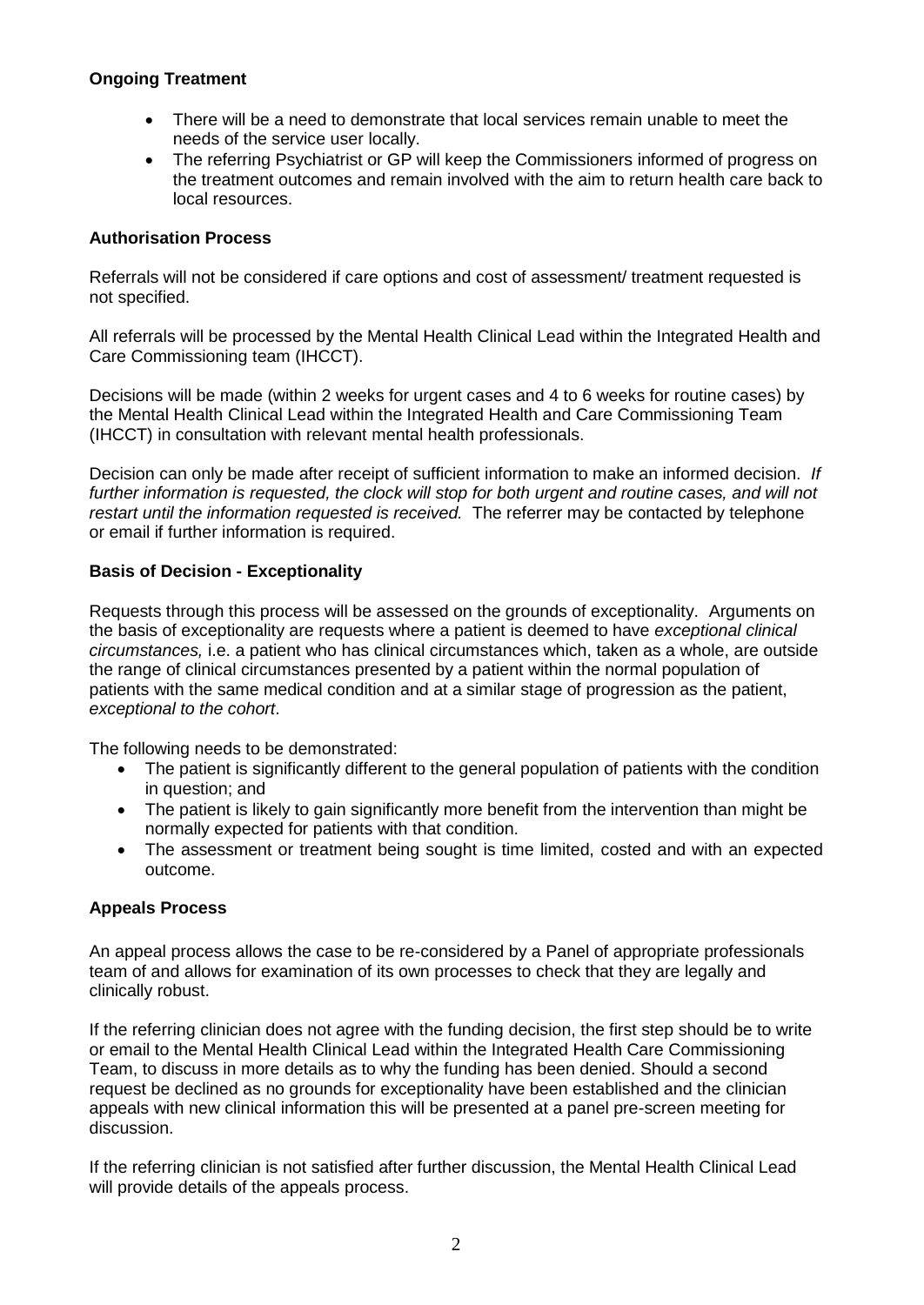**Ongoing Treatment**

- There will be a need to demonstrate that local services remain unable to meet the needs of the service user locally.
- The referring Psychiatrist or GP will keep the Commissioners informed of progress on the treatment outcomes and remain involved with the aim to return health care back to local resources.

**Authorisation Process**

Referrals will not be considered if care options and cost of assessment/ treatment requested is not specified.

All referrals will be processed by the Mental Health Clinical Lead within the Integrated Health and Care Commissioning team (IHCCT).

Decisions will be made (within 2 weeks for urgent cases and 4 to 6 weeks for routine cases) by the Mental Health Clinical Lead within the Integrated Health and Care Commissioning Team (IHCCT) in consultation with relevant mental health professionals.

Decision can only be made after receipt of sufficient information to make an informed decision. *If further information is requested, the clock will stop for both urgent and routine cases, and will not restart until the information requested is received.* The referrer may be contacted by telephone or email if further information is required.

**Basis of Decision - Exceptionality**

Requests through this process will be assessed on the grounds of exceptionality. Arguments on the basis of exceptionality are requests where a patient is deemed to have *exceptional clinical circumstances,* i.e. a patient who has clinical circumstances which, taken as a whole, are outside the range of clinical circumstances presented by a patient within the normal population of patients with the same medical condition and at a similar stage of progression as the patient, *exceptional to the cohort*.

The following needs to be demonstrated:

- The patient is significantly different to the general population of patients with the condition in question; and
- The patient is likely to gain significantly more benefit from the intervention than might be normally expected for patients with that condition.
- The assessment or treatment being sought is time limited, costed and with an expected outcome.

**Appeals Process**

An appeal process allows the case to be re-considered by a Panel of appropriate professionals team of and allows for examination of its own processes to check that they are legally and clinically robust.

If the referring clinician does not agree with the funding decision, the first step should be to write or email to the Mental Health Clinical Lead within the Integrated Health Care Commissioning Team, to discuss in more details as to why the funding has been denied. Should a second request be declined as no grounds for exceptionality have been established and the clinician appeals with new clinical information this will be presented at a panel pre-screen meeting for discussion.

If the referring clinician is not satisfied after further discussion, the Mental Health Clinical Lead will provide details of the appeals process.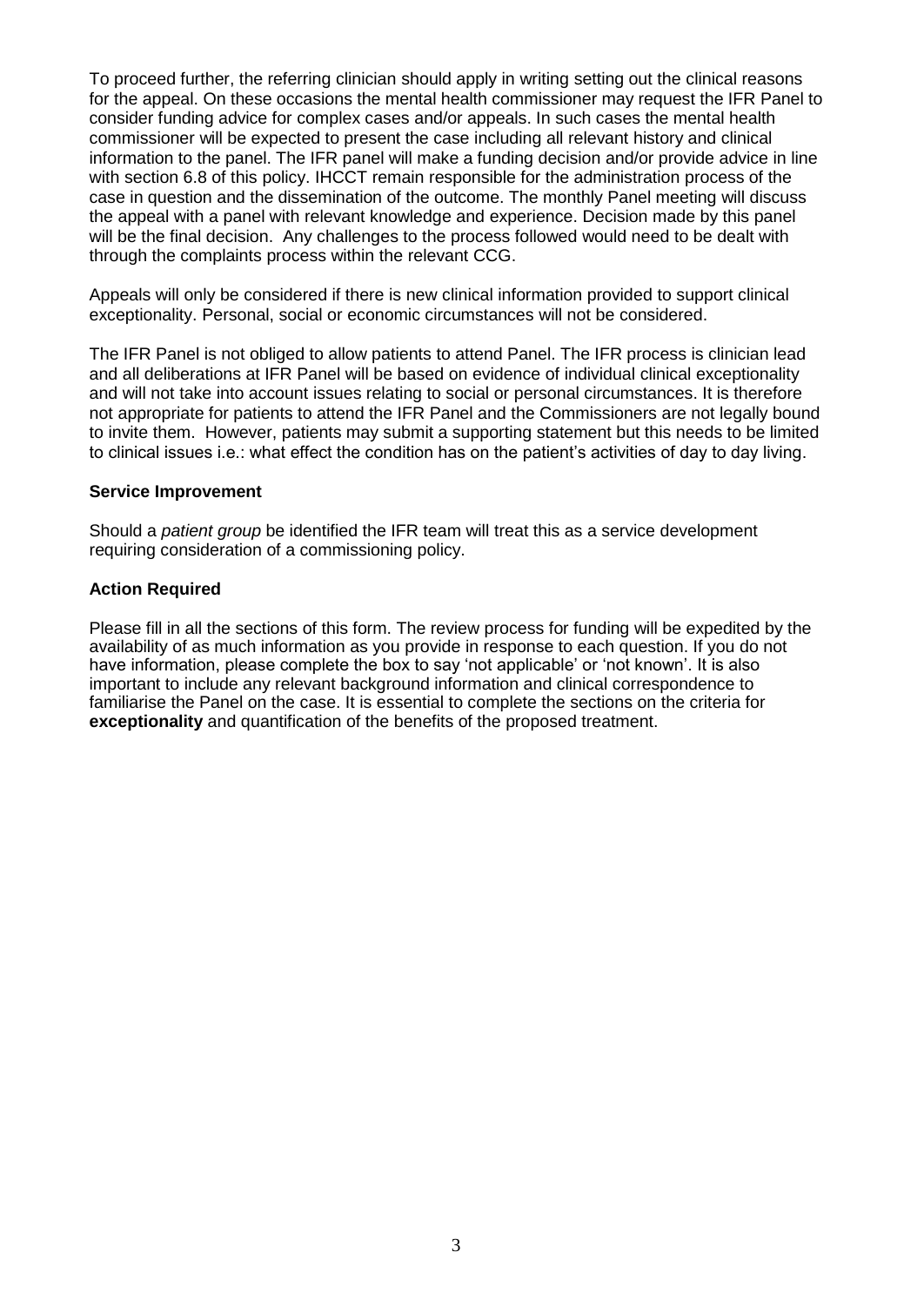To proceed further, the referring clinician should apply in writing setting out the clinical reasons for the appeal. On these occasions the mental health commissioner may request the IFR Panel to consider funding advice for complex cases and/or appeals. In such cases the mental health commissioner will be expected to present the case including all relevant history and clinical information to the panel. The IFR panel will make a funding decision and/or provide advice in line with section 6.8 of this policy. IHCCT remain responsible for the administration process of the case in question and the dissemination of the outcome. The monthly Panel meeting will discuss the appeal with a panel with relevant knowledge and experience. Decision made by this panel will be the final decision. Any challenges to the process followed would need to be dealt with through the complaints process within the relevant CCG.

Appeals will only be considered if there is new clinical information provided to support clinical exceptionality. Personal, social or economic circumstances will not be considered.

The IFR Panel is not obliged to allow patients to attend Panel. The IFR process is clinician lead and all deliberations at IFR Panel will be based on evidence of individual clinical exceptionality and will not take into account issues relating to social or personal circumstances. It is therefore not appropriate for patients to attend the IFR Panel and the Commissioners are not legally bound to invite them. However, patients may submit a supporting statement but this needs to be limited to clinical issues i.e.: what effect the condition has on the patient's activities of day to day living.

**Service Improvement**

Should a *patient group* be identified the IFR team will treat this as a service development requiring consideration of a commissioning policy.

**Action Required**

Please fill in all the sections of this form. The review process for funding will be expedited by the availability of as much information as you provide in response to each question. If you do not have information, please complete the box to say 'not applicable' or 'not known'. It is also important to include any relevant background information and clinical correspondence to familiarise the Panel on the case. It is essential to complete the sections on the criteria for **exceptionality** and quantification of the benefits of the proposed treatment.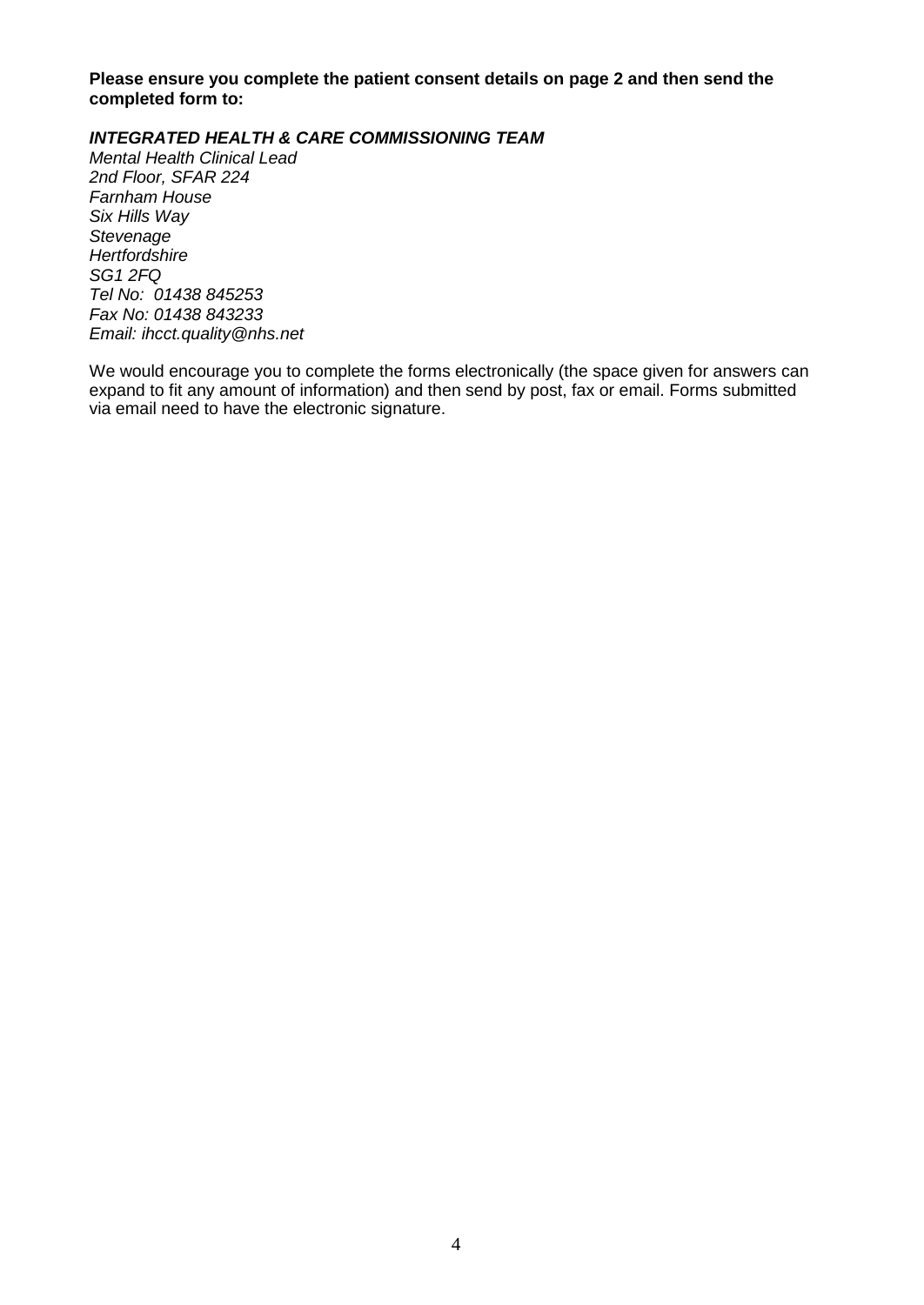**Please ensure you complete the patient consent details on page 2 and then send the completed form to:**

***INTEGRATED HEALTH & CARE COMMISSIONING TEAM***

*Mental Health Clinical Lead*
*2nd Floor, SFAR 224*
*Farnham House*
*Six Hills Way*
*Stevenage*
*Hertfordshire*
*SG1 2FQ*
*Tel No:  01438 845253*
*Fax No: 01438 843233*
*Email: ihcct.quality@nhs.net*

We would encourage you to complete the forms electronically (the space given for answers can expand to fit any amount of information) and then send by post, fax or email. Forms submitted via email need to have the electronic signature.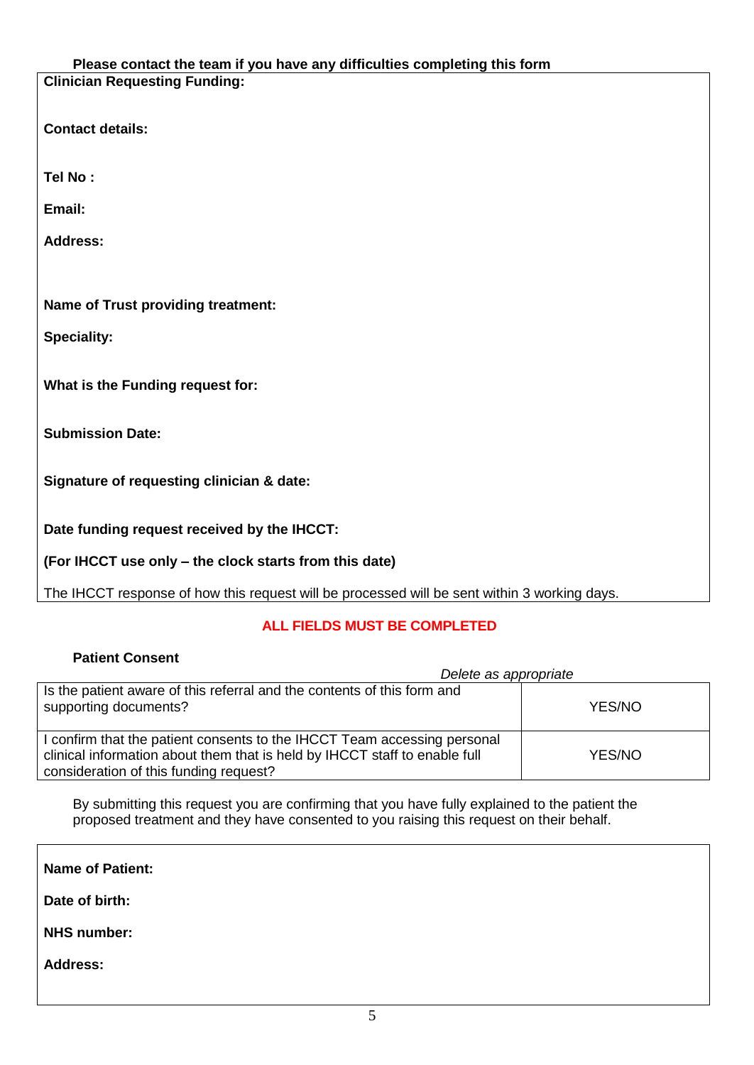**Please contact the team if you have any difficulties completing this form**

**Clinician Requesting Funding:**

**Contact details:**

**Tel No :**

**Email:**

**Address:**

**Name of Trust providing treatment:**

**Speciality:**

**What is the Funding request for:**

**Submission Date:**

**Signature of requesting clinician & date:**

**Date funding request received by the IHCCT:**

**(For IHCCT use only – the clock starts from this date)**

The IHCCT response of how this request will be processed will be sent within 3 working days.

**ALL FIELDS MUST BE COMPLETED**

**Patient Consent**

*Delete as appropriate*

| | |
|---|---|
| Is the patient aware of this referral and the contents of this form and supporting documents? | YES/NO |
| I confirm that the patient consents to the IHCCT Team accessing personal clinical information about them that is held by IHCCT staff to enable full consideration of this funding request? | YES/NO |

By submitting this request you are confirming that you have fully explained to the patient the proposed treatment and they have consented to you raising this request on their behalf.

**Name of Patient:**

**Date of birth:**

**NHS number:**

**Address:**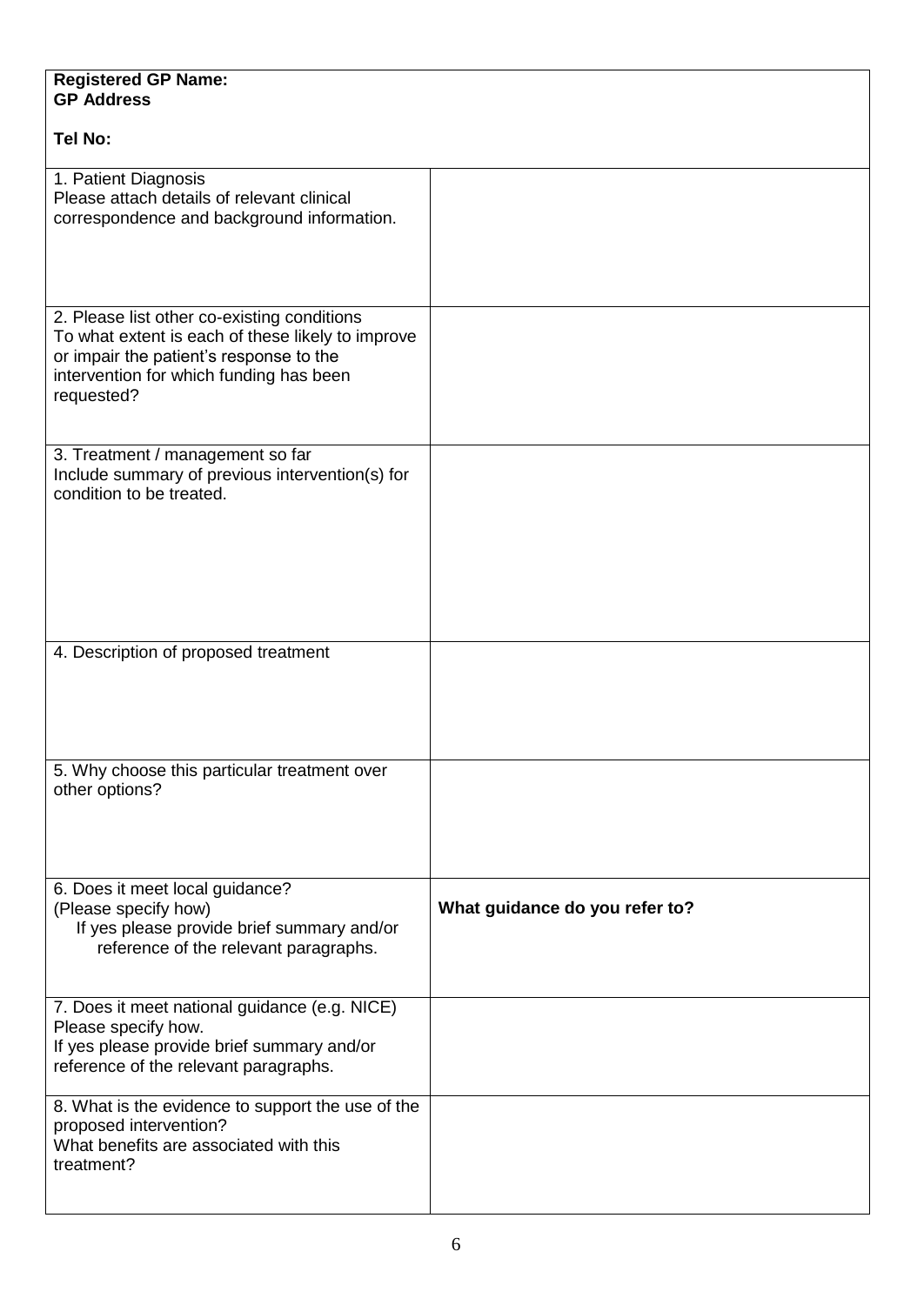| **Registered GP Name:**<br>**GP Address**<br><br>**Tel No:** | |
|---|---|
| 1. Patient Diagnosis<br>Please attach details of relevant clinical correspondence and background information. | |
| 2. Please list other co-existing conditions<br>To what extent is each of these likely to improve or impair the patient's response to the intervention for which funding has been requested? | |
| 3. Treatment / management so far<br>Include summary of previous intervention(s) for condition to be treated. | |
| 4. Description of proposed treatment | |
| 5. Why choose this particular treatment over other options? | |
| 6. Does it meet local guidance?<br>(Please specify how)<br>If yes please provide brief summary and/or reference of the relevant paragraphs. | **What guidance do you refer to?** |
| 7. Does it meet national guidance (e.g. NICE)<br>Please specify how.<br>If yes please provide brief summary and/or reference of the relevant paragraphs. | |
| 8. What is the evidence to support the use of the proposed intervention?<br>What benefits are associated with this treatment? | |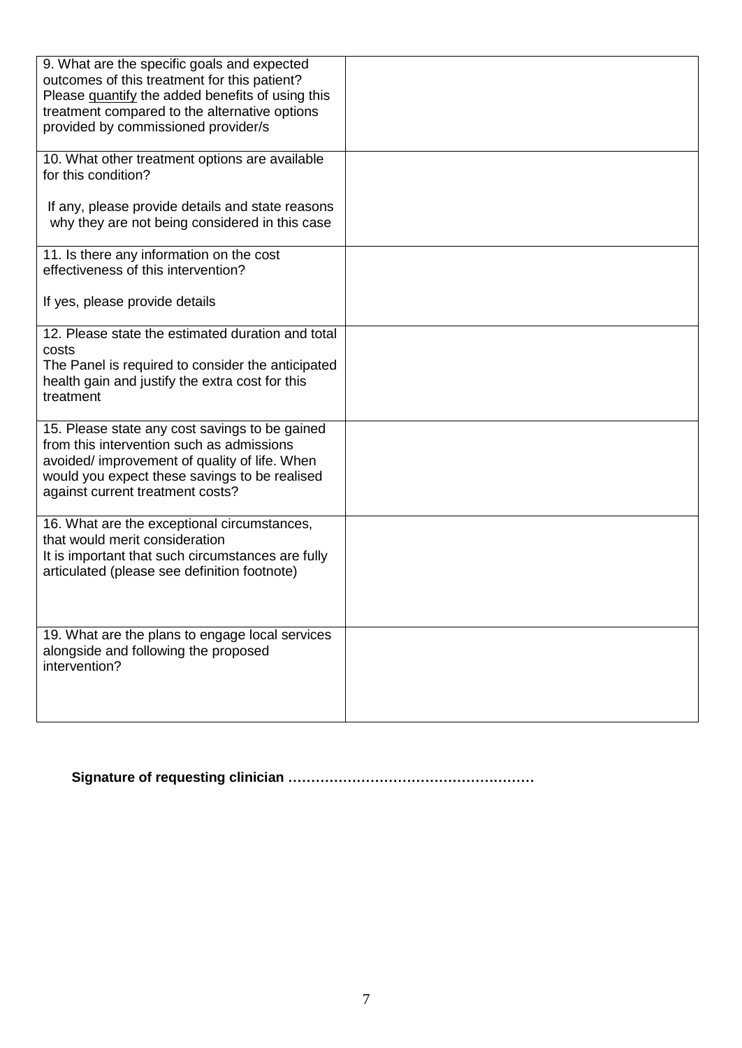| | |
|---|---|
| 9. What are the specific goals and expected outcomes of this treatment for this patient?<br>Please <u>quantify</u> the added benefits of using this treatment compared to the alternative options provided by commissioned provider/s | |
| 10. What other treatment options are available for this condition?<br><br>If any, please provide details and state reasons why they are not being considered in this case | |
| 11. Is there any information on the cost effectiveness of this intervention?<br><br>If yes, please provide details | |
| 12. Please state the estimated duration and total costs<br>The Panel is required to consider the anticipated health gain and justify the extra cost for this treatment | |
| 15. Please state any cost savings to be gained from this intervention such as admissions avoided/ improvement of quality of life. When would you expect these savings to be realised against current treatment costs? | |
| 16. What are the exceptional circumstances, that would merit consideration<br>It is important that such circumstances are fully articulated (please see definition footnote) | |
| 19. What are the plans to engage local services alongside and following the proposed intervention? | |

**Signature of requesting clinician ………………………………………………**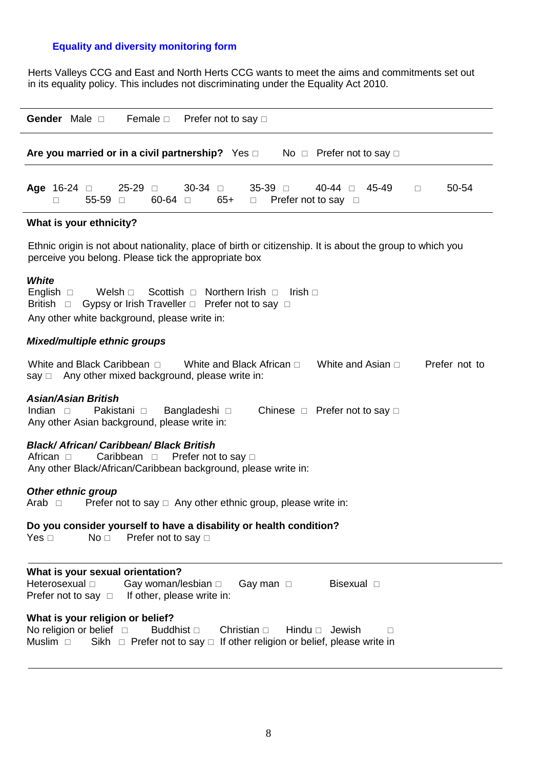## Equality and diversity monitoring form

Herts Valleys CCG and East and North Herts CCG wants to meet the aims and commitments set out in its equality policy. This includes not discriminating under the Equality Act 2010.

---

**Gender** Male □ Female □ Prefer not to say □

---

**Are you married or in a civil partnership?** Yes □ No □ Prefer not to say □

---

**Age** 16-24 □ 25-29 □ 30-34 □ 35-39 □ 40-44 □ 45-49 □ 50-54 □ 55-59 □ 60-64 □ 65+ □ Prefer not to say □

---

**What is your ethnicity?**

Ethnic origin is not about nationality, place of birth or citizenship. It is about the group to which you perceive you belong. Please tick the appropriate box

***White***

English □ Welsh □ Scottish □ Northern Irish □ Irish □
British □ Gypsy or Irish Traveller □ Prefer not to say □
Any other white background, please write in:

***Mixed/multiple ethnic groups***

White and Black Caribbean □ White and Black African □ White and Asian □ Prefer not to say □ Any other mixed background, please write in:

***Asian/Asian British***

Indian □ Pakistani □ Bangladeshi □ Chinese □ Prefer not to say □
Any other Asian background, please write in:

***Black/ African/ Caribbean/ Black British***

African □ Caribbean □ Prefer not to say □
Any other Black/African/Caribbean background, please write in:

***Other ethnic group***

Arab □ Prefer not to say □ Any other ethnic group, please write in:

**Do you consider yourself to have a disability or health condition?**

Yes □ No □ Prefer not to say □

---

**What is your sexual orientation?**

Heterosexual □ Gay woman/lesbian □ Gay man □ Bisexual □
Prefer not to say □ If other, please write in:

**What is your religion or belief?**

No religion or belief □ Buddhist □ Christian □ Hindu □ Jewish □
Muslim □ Sikh □ Prefer not to say □ If other religion or belief, please write in

---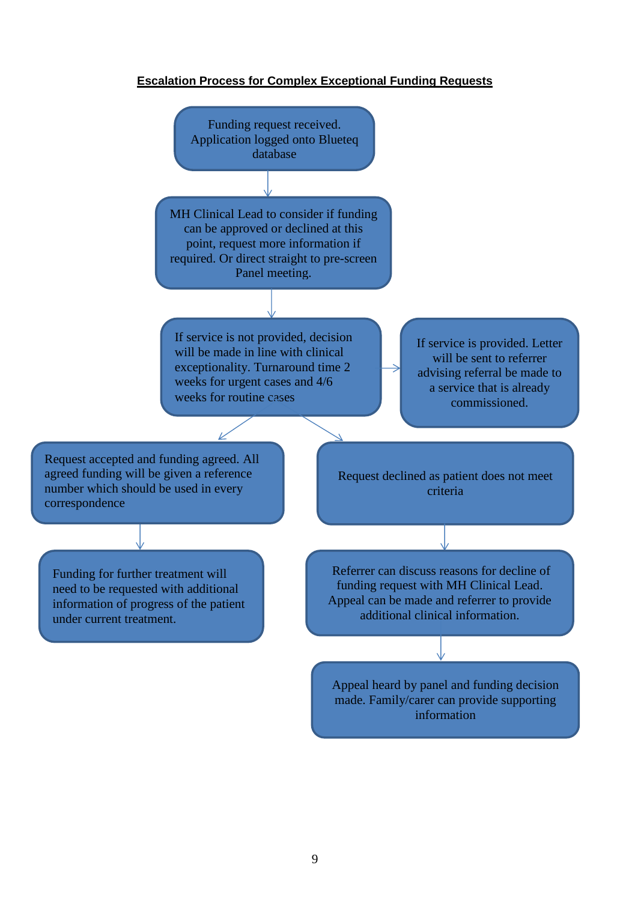**Escalation Process for Complex Exceptional Funding Requests**

Funding request received. Application logged onto Blueteq database

↓

MH Clinical Lead to consider if funding can be approved or declined at this point, request more information if required. Or direct straight to pre-screen Panel meeting.

↓

If service is not provided, decision will be made in line with clinical exceptionality. Turnaround time 2 weeks for urgent cases and 4/6 weeks for routine cases

→ If service is provided. Letter will be sent to referrer advising referral be made to a service that is already commissioned.

↓

Request accepted and funding agreed. All agreed funding will be given a reference number which should be used in every correspondence

↓

Funding for further treatment will need to be requested with additional information of progress of the patient under current treatment.

↓

Request declined as patient does not meet criteria

↓

Referrer can discuss reasons for decline of funding request with MH Clinical Lead. Appeal can be made and referrer to provide additional clinical information.

↓

Appeal heard by panel and funding decision made. Family/carer can provide supporting information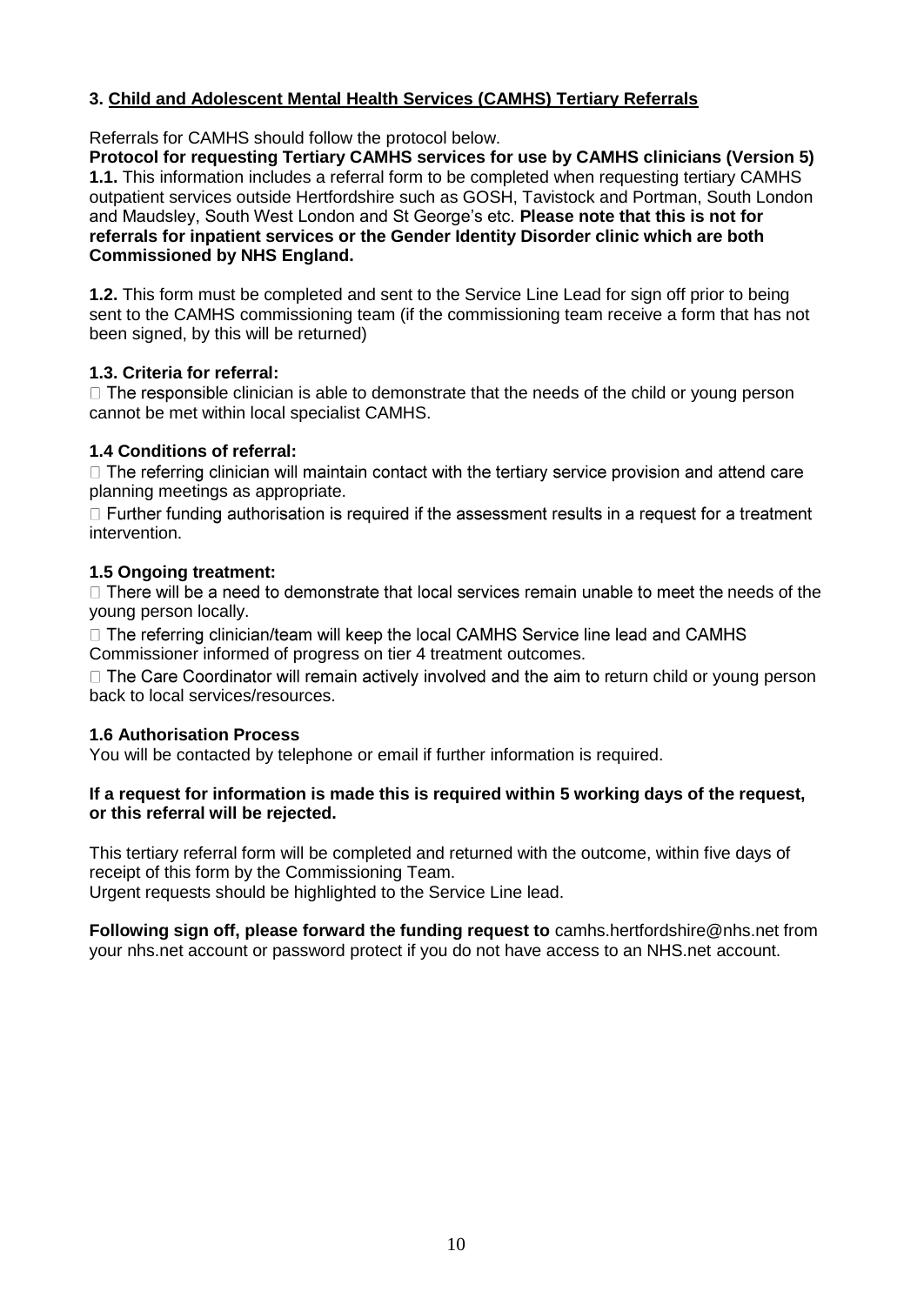### 3. Child and Adolescent Mental Health Services (CAMHS) Tertiary Referrals

Referrals for CAMHS should follow the protocol below.

**Protocol for requesting Tertiary CAMHS services for use by CAMHS clinicians (Version 5)**

**1.1.** This information includes a referral form to be completed when requesting tertiary CAMHS outpatient services outside Hertfordshire such as GOSH, Tavistock and Portman, South London and Maudsley, South West London and St George's etc. **Please note that this is not for referrals for inpatient services or the Gender Identity Disorder clinic which are both Commissioned by NHS England.**

**1.2.** This form must be completed and sent to the Service Line Lead for sign off prior to being sent to the CAMHS commissioning team (if the commissioning team receive a form that has not been signed, by this will be returned)

**1.3. Criteria for referral:**

- The responsible clinician is able to demonstrate that the needs of the child or young person cannot be met within local specialist CAMHS.

**1.4 Conditions of referral:**

- The referring clinician will maintain contact with the tertiary service provision and attend care planning meetings as appropriate.
- Further funding authorisation is required if the assessment results in a request for a treatment intervention.

**1.5 Ongoing treatment:**

- There will be a need to demonstrate that local services remain unable to meet the needs of the young person locally.
- The referring clinician/team will keep the local CAMHS Service line lead and CAMHS Commissioner informed of progress on tier 4 treatment outcomes.
- The Care Coordinator will remain actively involved and the aim to return child or young person back to local services/resources.

**1.6 Authorisation Process**

You will be contacted by telephone or email if further information is required.

**If a request for information is made this is required within 5 working days of the request, or this referral will be rejected.**

This tertiary referral form will be completed and returned with the outcome, within five days of receipt of this form by the Commissioning Team.
Urgent requests should be highlighted to the Service Line lead.

**Following sign off, please forward the funding request to** camhs.hertfordshire@nhs.net from your nhs.net account or password protect if you do not have access to an NHS.net account.